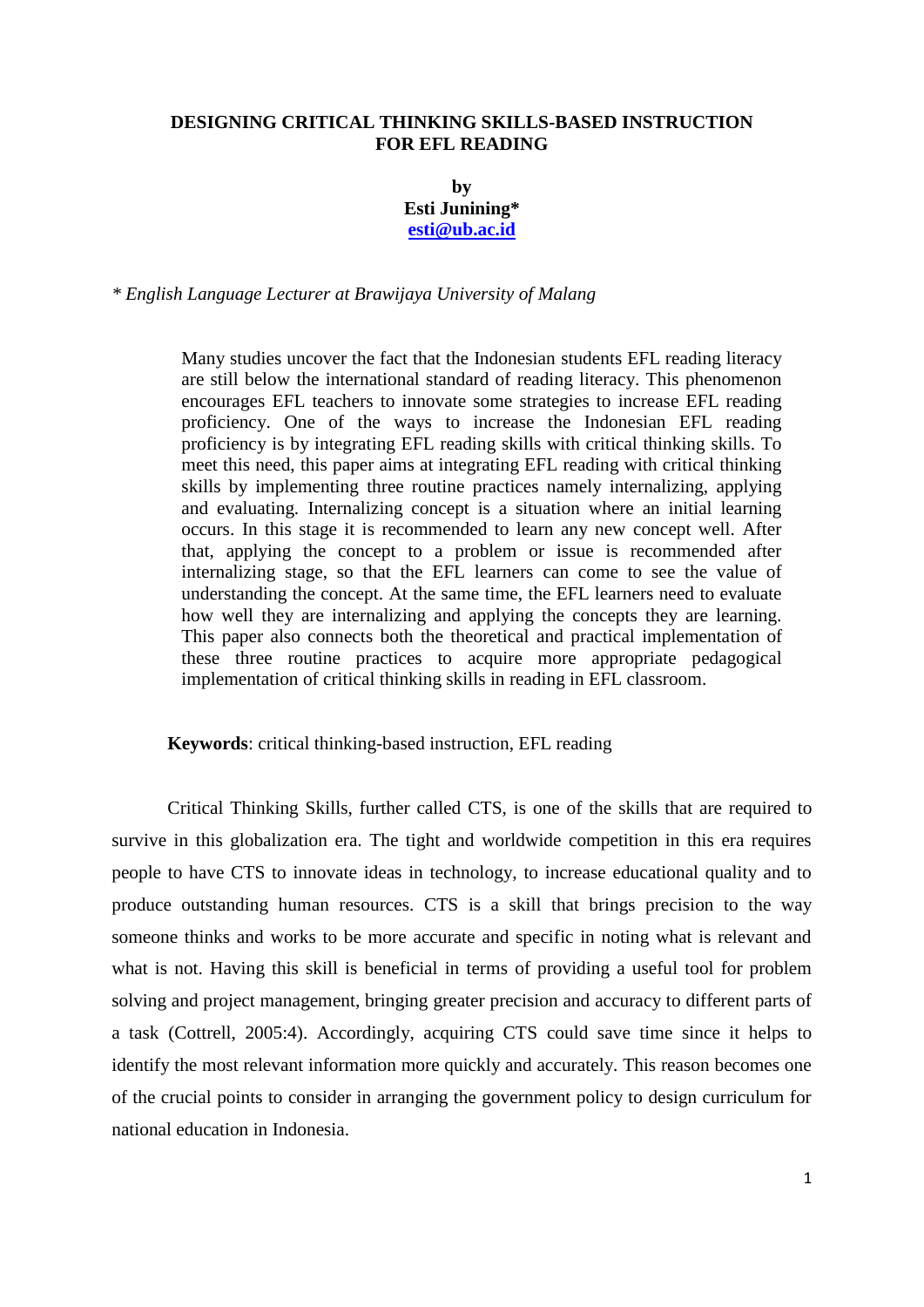# DESIGNING CRITICAL THINKING SKILLS-BASED INSTRUCTION FOR EFL READING

**by**

**Esti Junining***

**[esti@ub.ac.id](mailto:esti@ub.ac.id)**

*\* English Language Lecturer at Brawijaya University of Malang*

> Many studies uncover the fact that the Indonesian students EFL reading literacy are still below the international standard of reading literacy. This phenomenon encourages EFL teachers to innovate some strategies to increase EFL reading proficiency. One of the ways to increase the Indonesian EFL reading proficiency is by integrating EFL reading skills with critical thinking skills. To meet this need, this paper aims at integrating EFL reading with critical thinking skills by implementing three routine practices namely internalizing, applying and evaluating. Internalizing concept is a situation where an initial learning occurs. In this stage it is recommended to learn any new concept well. After that, applying the concept to a problem or issue is recommended after internalizing stage, so that the EFL learners can come to see the value of understanding the concept. At the same time, the EFL learners need to evaluate how well they are internalizing and applying the concepts they are learning. This paper also connects both the theoretical and practical implementation of these three routine practices to acquire more appropriate pedagogical implementation of critical thinking skills in reading in EFL classroom.

**Keywords**: critical thinking-based instruction, EFL reading

Critical Thinking Skills, further called CTS, is one of the skills that are required to survive in this globalization era. The tight and worldwide competition in this era requires people to have CTS to innovate ideas in technology, to increase educational quality and to produce outstanding human resources. CTS is a skill that brings precision to the way someone thinks and works to be more accurate and specific in noting what is relevant and what is not. Having this skill is beneficial in terms of providing a useful tool for problem solving and project management, bringing greater precision and accuracy to different parts of a task (Cottrell, 2005:4). Accordingly, acquiring CTS could save time since it helps to identify the most relevant information more quickly and accurately. This reason becomes one of the crucial points to consider in arranging the government policy to design curriculum for national education in Indonesia.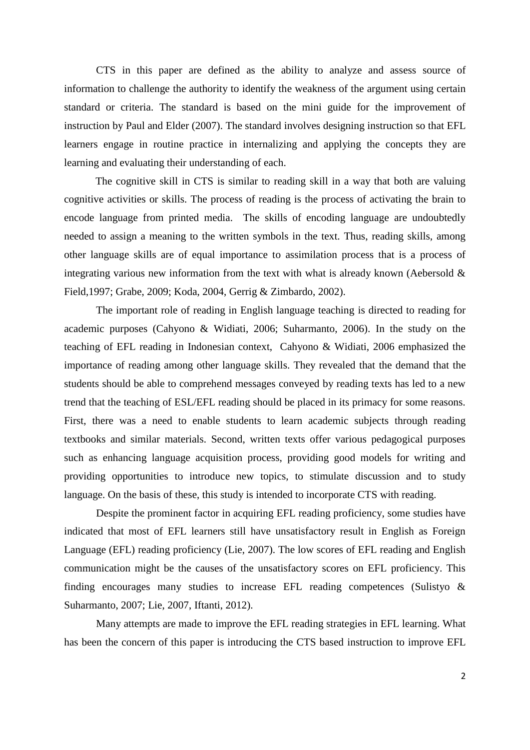CTS in this paper are defined as the ability to analyze and assess source of information to challenge the authority to identify the weakness of the argument using certain standard or criteria. The standard is based on the mini guide for the improvement of instruction by Paul and Elder (2007). The standard involves designing instruction so that EFL learners engage in routine practice in internalizing and applying the concepts they are learning and evaluating their understanding of each.

The cognitive skill in CTS is similar to reading skill in a way that both are valuing cognitive activities or skills. The process of reading is the process of activating the brain to encode language from printed media. The skills of encoding language are undoubtedly needed to assign a meaning to the written symbols in the text. Thus, reading skills, among other language skills are of equal importance to assimilation process that is a process of integrating various new information from the text with what is already known (Aebersold & Field,1997; Grabe, 2009; Koda, 2004, Gerrig & Zimbardo, 2002).

The important role of reading in English language teaching is directed to reading for academic purposes (Cahyono & Widiati, 2006; Suharmanto, 2006). In the study on the teaching of EFL reading in Indonesian context, Cahyono & Widiati, 2006 emphasized the importance of reading among other language skills. They revealed that the demand that the students should be able to comprehend messages conveyed by reading texts has led to a new trend that the teaching of ESL/EFL reading should be placed in its primacy for some reasons. First, there was a need to enable students to learn academic subjects through reading textbooks and similar materials. Second, written texts offer various pedagogical purposes such as enhancing language acquisition process, providing good models for writing and providing opportunities to introduce new topics, to stimulate discussion and to study language. On the basis of these, this study is intended to incorporate CTS with reading.

Despite the prominent factor in acquiring EFL reading proficiency, some studies have indicated that most of EFL learners still have unsatisfactory result in English as Foreign Language (EFL) reading proficiency (Lie, 2007). The low scores of EFL reading and English communication might be the causes of the unsatisfactory scores on EFL proficiency. This finding encourages many studies to increase EFL reading competences (Sulistyo & Suharmanto, 2007; Lie, 2007, Iftanti, 2012).

Many attempts are made to improve the EFL reading strategies in EFL learning. What has been the concern of this paper is introducing the CTS based instruction to improve EFL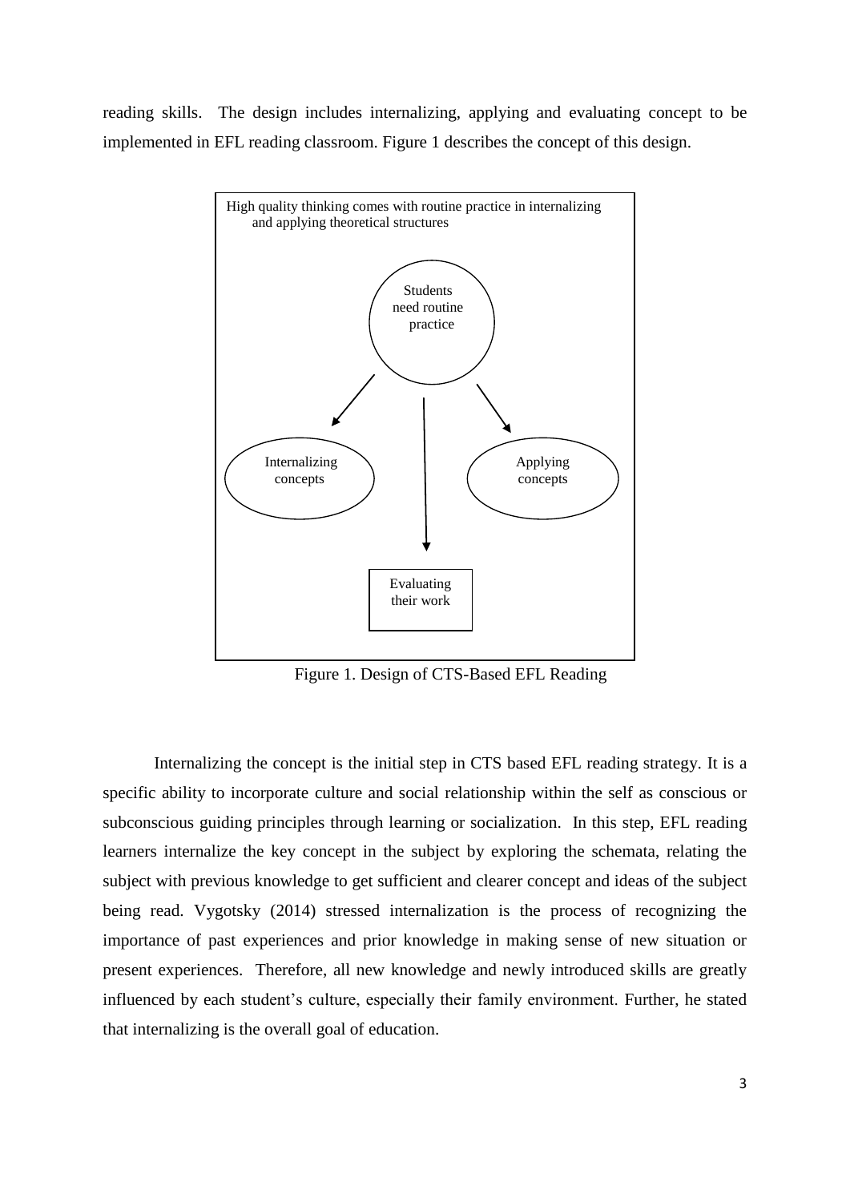reading skills. The design includes internalizing, applying and evaluating concept to be implemented in EFL reading classroom. Figure 1 describes the concept of this design.

High quality thinking comes with routine practice in internalizing and applying theoretical structures

Students need routine practice

Internalizing concepts

Applying concepts

Evaluating their work

Figure 1. Design of CTS-Based EFL Reading

Internalizing the concept is the initial step in CTS based EFL reading strategy. It is a specific ability to incorporate culture and social relationship within the self as conscious or subconscious guiding principles through learning or socialization. In this step, EFL reading learners internalize the key concept in the subject by exploring the schemata, relating the subject with previous knowledge to get sufficient and clearer concept and ideas of the subject being read. Vygotsky (2014) stressed internalization is the process of recognizing the importance of past experiences and prior knowledge in making sense of new situation or present experiences. Therefore, all new knowledge and newly introduced skills are greatly influenced by each student's culture, especially their family environment. Further, he stated that internalizing is the overall goal of education.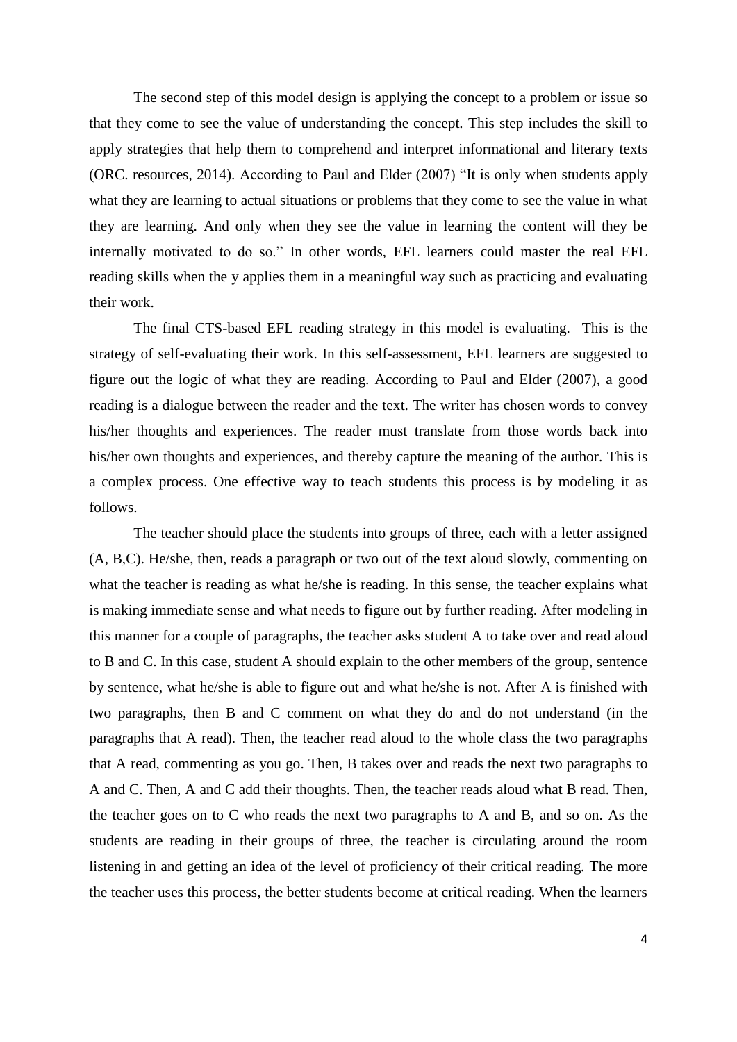The second step of this model design is applying the concept to a problem or issue so that they come to see the value of understanding the concept. This step includes the skill to apply strategies that help them to comprehend and interpret informational and literary texts (ORC. resources, 2014). According to Paul and Elder (2007) "It is only when students apply what they are learning to actual situations or problems that they come to see the value in what they are learning. And only when they see the value in learning the content will they be internally motivated to do so." In other words, EFL learners could master the real EFL reading skills when the y applies them in a meaningful way such as practicing and evaluating their work.

The final CTS-based EFL reading strategy in this model is evaluating. This is the strategy of self-evaluating their work. In this self-assessment, EFL learners are suggested to figure out the logic of what they are reading. According to Paul and Elder (2007), a good reading is a dialogue between the reader and the text. The writer has chosen words to convey his/her thoughts and experiences. The reader must translate from those words back into his/her own thoughts and experiences, and thereby capture the meaning of the author. This is a complex process. One effective way to teach students this process is by modeling it as follows.

The teacher should place the students into groups of three, each with a letter assigned (A, B,C). He/she, then, reads a paragraph or two out of the text aloud slowly, commenting on what the teacher is reading as what he/she is reading. In this sense, the teacher explains what is making immediate sense and what needs to figure out by further reading. After modeling in this manner for a couple of paragraphs, the teacher asks student A to take over and read aloud to B and C. In this case, student A should explain to the other members of the group, sentence by sentence, what he/she is able to figure out and what he/she is not. After A is finished with two paragraphs, then B and C comment on what they do and do not understand (in the paragraphs that A read). Then, the teacher read aloud to the whole class the two paragraphs that A read, commenting as you go. Then, B takes over and reads the next two paragraphs to A and C. Then, A and C add their thoughts. Then, the teacher reads aloud what B read. Then, the teacher goes on to C who reads the next two paragraphs to A and B, and so on. As the students are reading in their groups of three, the teacher is circulating around the room listening in and getting an idea of the level of proficiency of their critical reading. The more the teacher uses this process, the better students become at critical reading. When the learners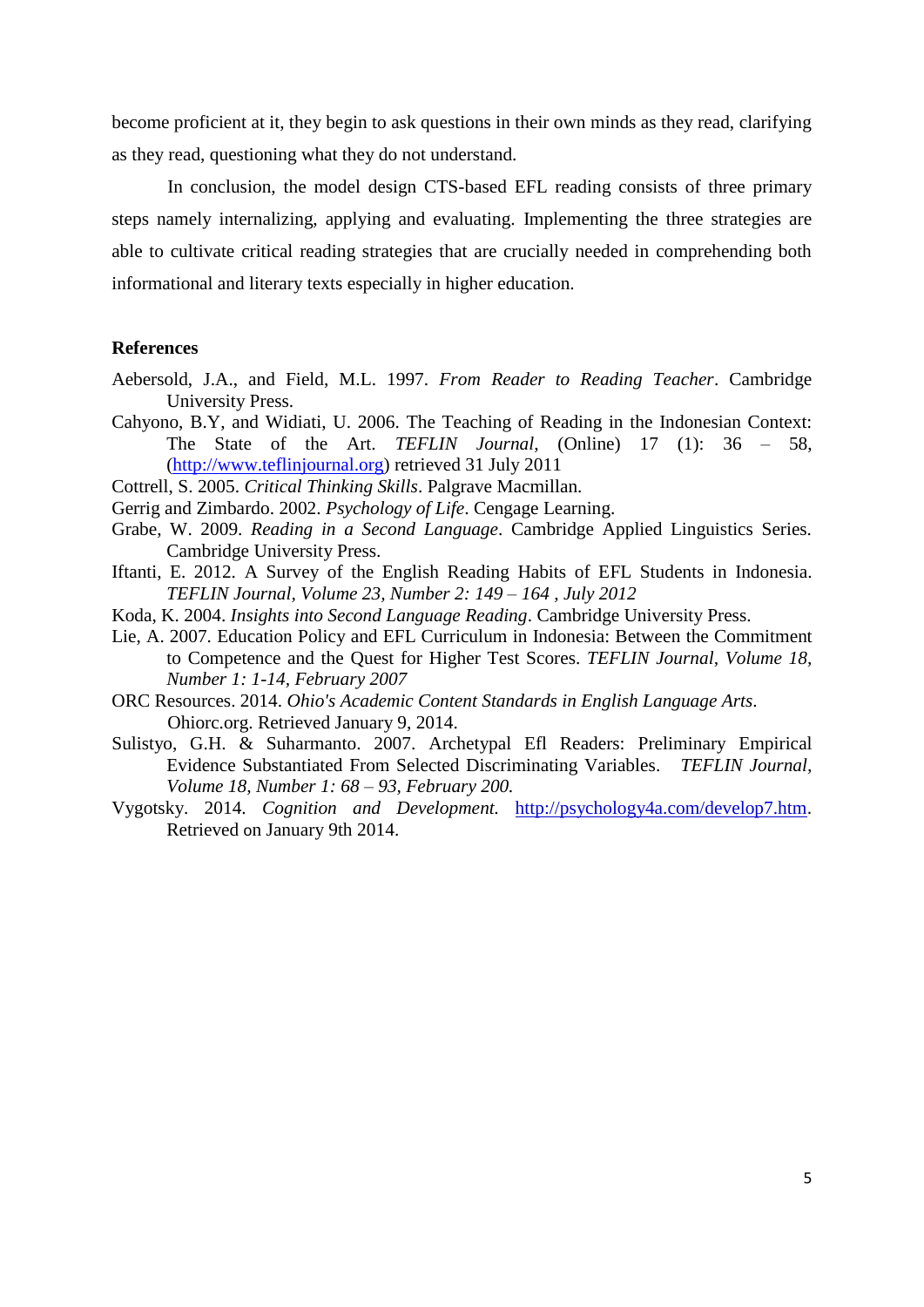become proficient at it, they begin to ask questions in their own minds as they read, clarifying as they read, questioning what they do not understand.

In conclusion, the model design CTS-based EFL reading consists of three primary steps namely internalizing, applying and evaluating. Implementing the three strategies are able to cultivate critical reading strategies that are crucially needed in comprehending both informational and literary texts especially in higher education.

## References

Aebersold, J.A., and Field, M.L. 1997. *From Reader to Reading Teacher*. Cambridge University Press.

Cahyono, B.Y, and Widiati, U. 2006. The Teaching of Reading in the Indonesian Context: The State of the Art. *TEFLIN Journal*, (Online) 17 (1): 36 – 58, (http://www.teflinjournal.org) retrieved 31 July 2011

Cottrell, S. 2005. *Critical Thinking Skills*. Palgrave Macmillan.

Gerrig and Zimbardo. 2002. *Psychology of Life*. Cengage Learning.

Grabe, W. 2009. *Reading in a Second Language*. Cambridge Applied Linguistics Series. Cambridge University Press.

Iftanti, E. 2012. A Survey of the English Reading Habits of EFL Students in Indonesia. *TEFLIN Journal, Volume 23, Number 2: 149 – 164 , July 2012*

Koda, K. 2004. *Insights into Second Language Reading*. Cambridge University Press.

Lie, A. 2007. Education Policy and EFL Curriculum in Indonesia: Between the Commitment to Competence and the Quest for Higher Test Scores. *TEFLIN Journal, Volume 18, Number 1: 1-14, February 2007*

ORC Resources. 2014. *Ohio's Academic Content Standards in English Language Arts*. Ohiorc.org. Retrieved January 9, 2014.

Sulistyo, G.H. & Suharmanto. 2007. Archetypal Efl Readers: Preliminary Empirical Evidence Substantiated From Selected Discriminating Variables. *TEFLIN Journal, Volume 18, Number 1: 68 – 93, February 200.*

Vygotsky. 2014. *Cognition and Development.* http://psychology4a.com/develop7.htm. Retrieved on January 9th 2014.